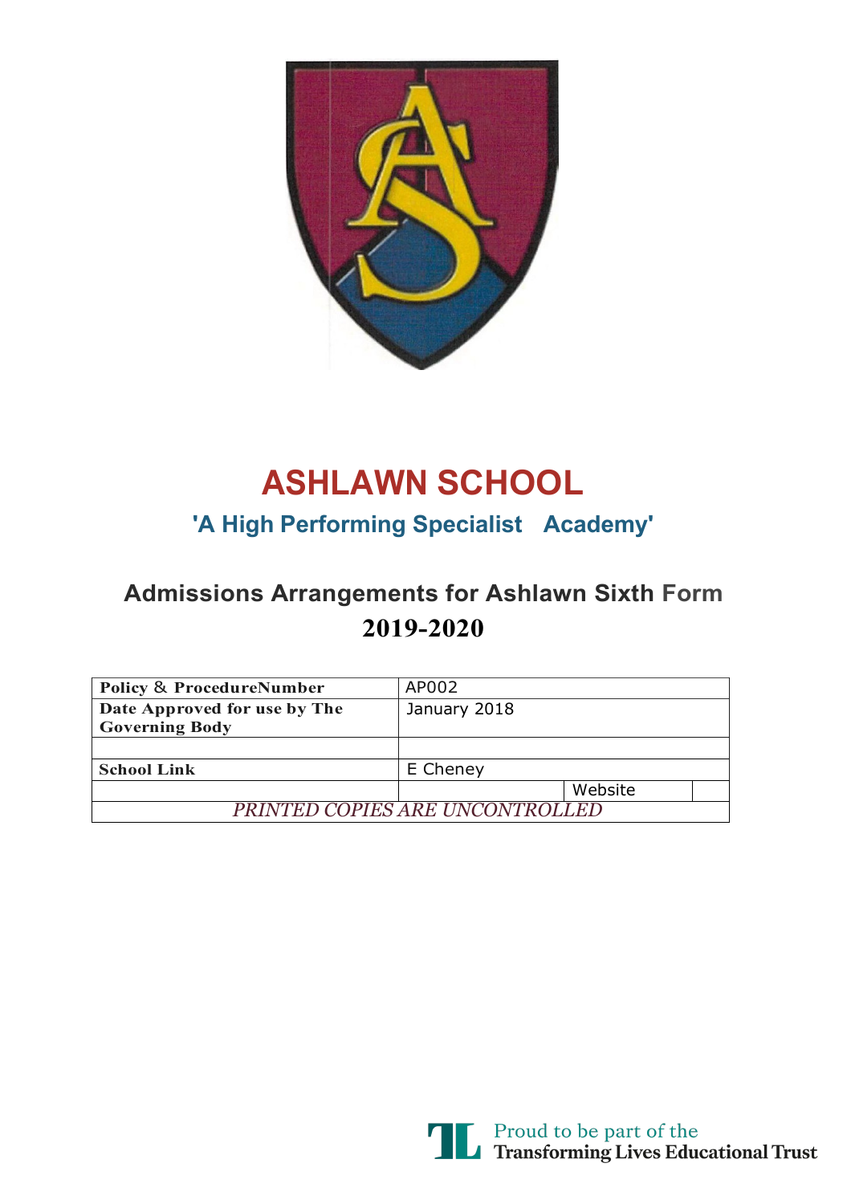# ASHLAWN SCHOOL

## 'A High Performing Specialist Academy'

## Admissions Arrangements for Ashlawn Sixth Form
## 2019-2020

| Policy & ProcedureNumber | AP002 | |
|---|---|---|
| Date Approved for use by The Governing Body | January 2018 | |
| | | |
| School Link | E Cheney | |
| | Website | |
| *PRINTED COPIES ARE UNCONTROLLED* | | |

Proud to be part of the
**Transforming Lives Educational Trust**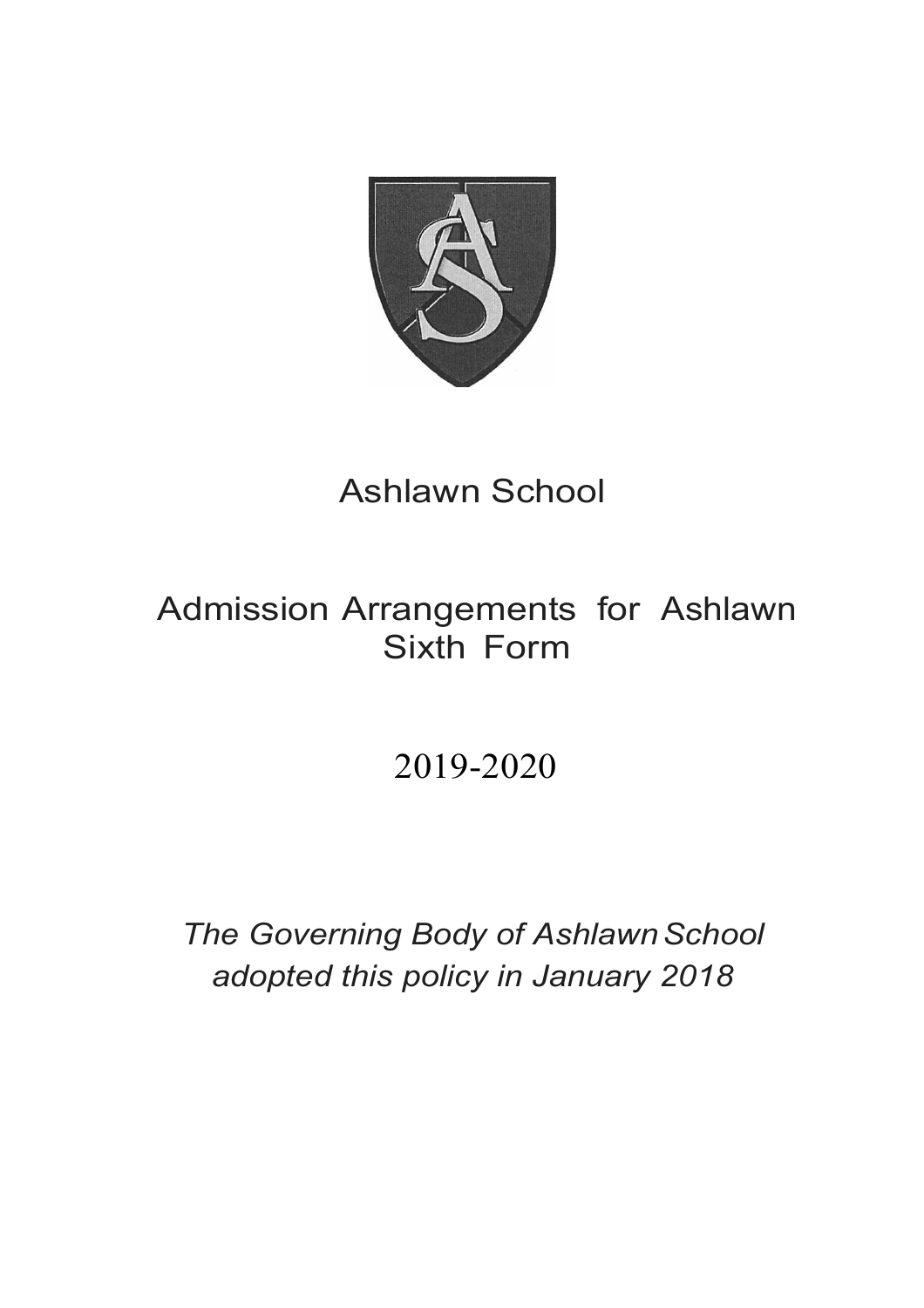# Ashlawn School

## Admission Arrangements for Ashlawn Sixth Form

## 2019-2020

*The Governing Body of Ashlawn School adopted this policy in January 2018*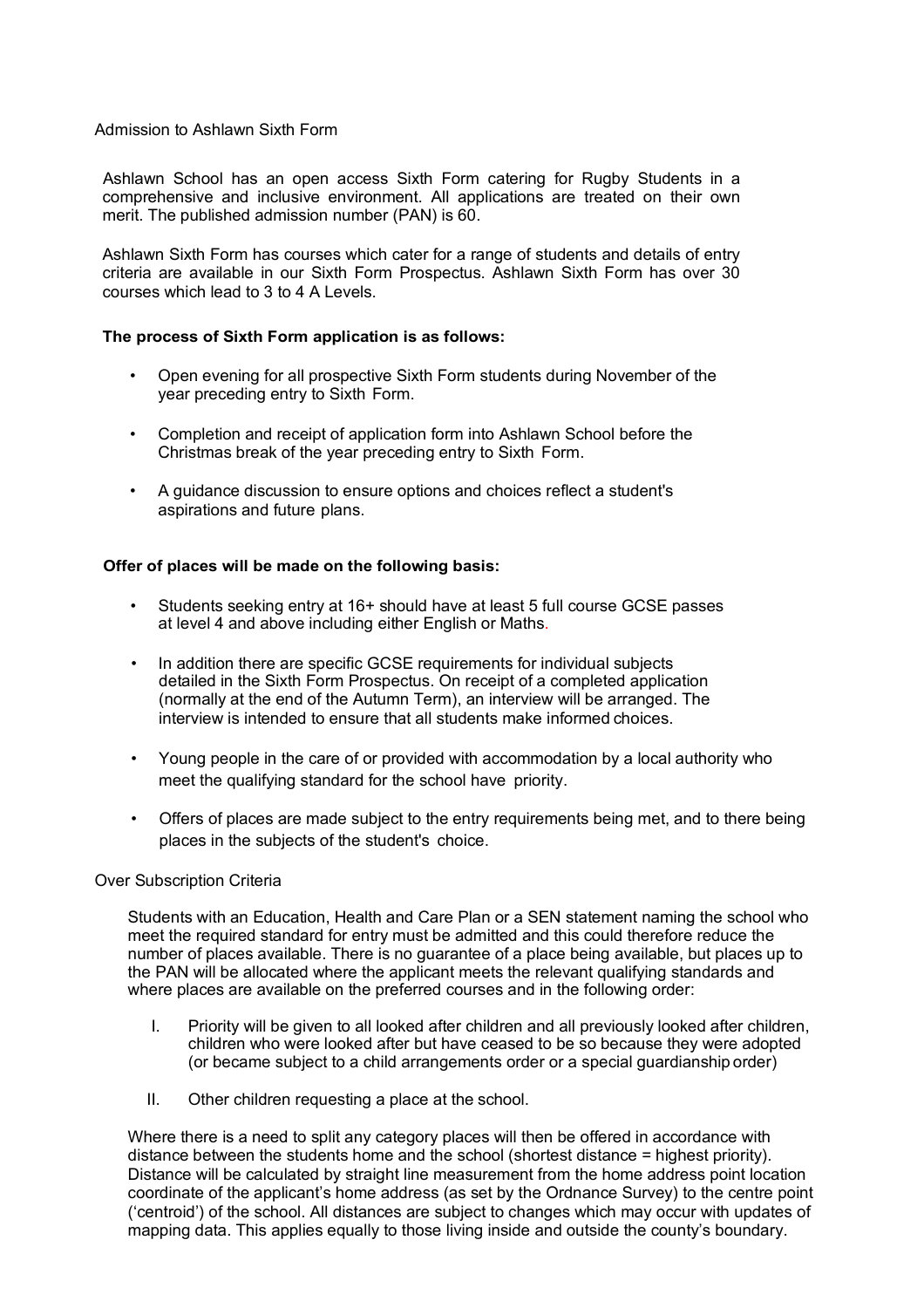# Admission to Ashlawn Sixth Form

Ashlawn School has an open access Sixth Form catering for Rugby Students in a comprehensive and inclusive environment. All applications are treated on their own merit. The published admission number (PAN) is 60.

Ashlawn Sixth Form has courses which cater for a range of students and details of entry criteria are available in our Sixth Form Prospectus. Ashlawn Sixth Form has over 30 courses which lead to 3 to 4 A Levels.

**The process of Sixth Form application is as follows:**

- Open evening for all prospective Sixth Form students during November of the year preceding entry to Sixth Form.
- Completion and receipt of application form into Ashlawn School before the Christmas break of the year preceding entry to Sixth Form.
- A guidance discussion to ensure options and choices reflect a student's aspirations and future plans.

**Offer of places will be made on the following basis:**

- Students seeking entry at 16+ should have at least 5 full course GCSE passes at level 4 and above including either English or Maths.
- In addition there are specific GCSE requirements for individual subjects detailed in the Sixth Form Prospectus. On receipt of a completed application (normally at the end of the Autumn Term), an interview will be arranged. The interview is intended to ensure that all students make informed choices.
- Young people in the care of or provided with accommodation by a local authority who meet the qualifying standard for the school have priority.
- Offers of places are made subject to the entry requirements being met, and to there being places in the subjects of the student's choice.

## Over Subscription Criteria

Students with an Education, Health and Care Plan or a SEN statement naming the school who meet the required standard for entry must be admitted and this could therefore reduce the number of places available. There is no guarantee of a place being available, but places up to the PAN will be allocated where the applicant meets the relevant qualifying standards and where places are available on the preferred courses and in the following order:

I. Priority will be given to all looked after children and all previously looked after children, children who were looked after but have ceased to be so because they were adopted (or became subject to a child arrangements order or a special guardianship order)

II. Other children requesting a place at the school.

Where there is a need to split any category places will then be offered in accordance with distance between the students home and the school (shortest distance = highest priority). Distance will be calculated by straight line measurement from the home address point location coordinate of the applicant's home address (as set by the Ordnance Survey) to the centre point ('centroid') of the school. All distances are subject to changes which may occur with updates of mapping data. This applies equally to those living inside and outside the county's boundary.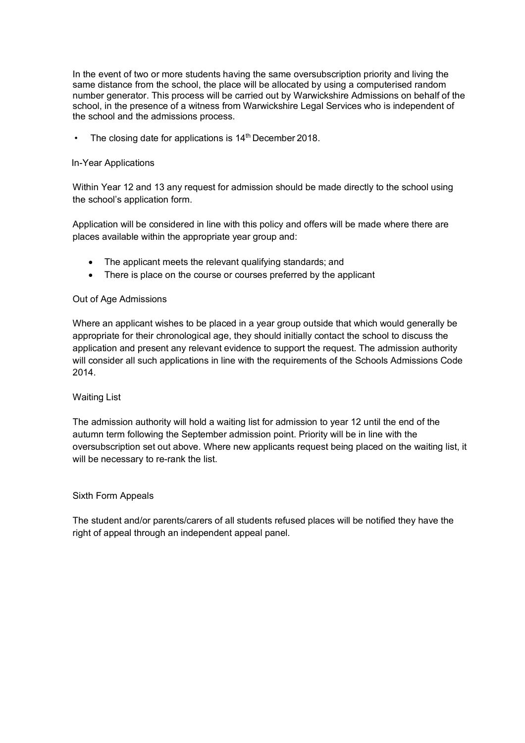In the event of two or more students having the same oversubscription priority and living the same distance from the school, the place will be allocated by using a computerised random number generator. This process will be carried out by Warwickshire Admissions on behalf of the school, in the presence of a witness from Warwickshire Legal Services who is independent of the school and the admissions process.

- The closing date for applications is 14th December 2018.

In-Year Applications

Within Year 12 and 13 any request for admission should be made directly to the school using the school's application form.

Application will be considered in line with this policy and offers will be made where there are places available within the appropriate year group and:

- The applicant meets the relevant qualifying standards; and
- There is place on the course or courses preferred by the applicant

Out of Age Admissions

Where an applicant wishes to be placed in a year group outside that which would generally be appropriate for their chronological age, they should initially contact the school to discuss the application and present any relevant evidence to support the request. The admission authority will consider all such applications in line with the requirements of the Schools Admissions Code 2014.

Waiting List

The admission authority will hold a waiting list for admission to year 12 until the end of the autumn term following the September admission point. Priority will be in line with the oversubscription set out above. Where new applicants request being placed on the waiting list, it will be necessary to re-rank the list.

Sixth Form Appeals

The student and/or parents/carers of all students refused places will be notified they have the right of appeal through an independent appeal panel.